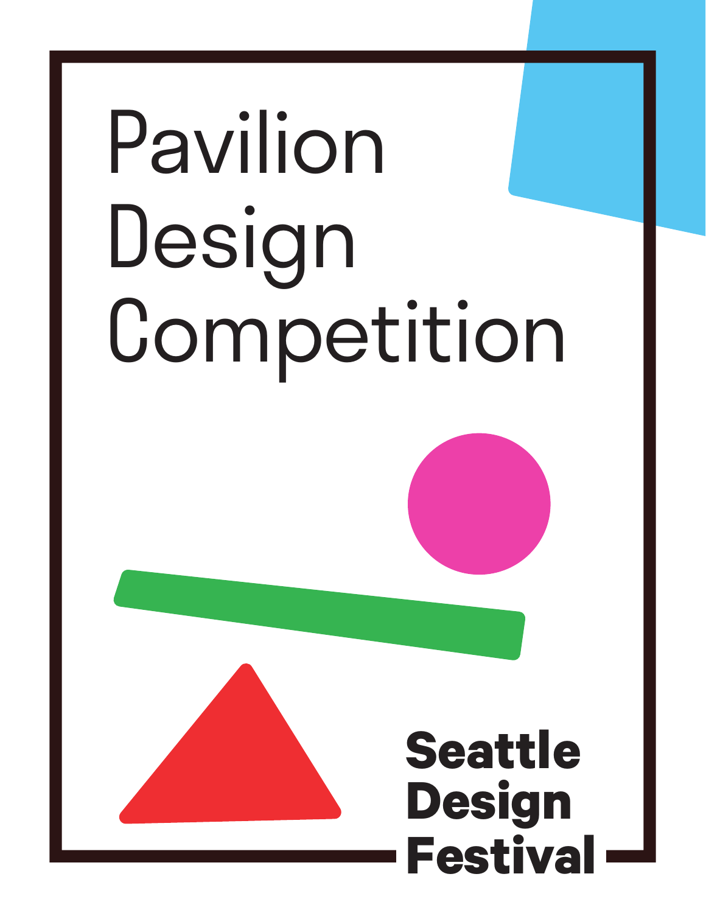# Pavilion Design Competition

**Seattle Design Festival**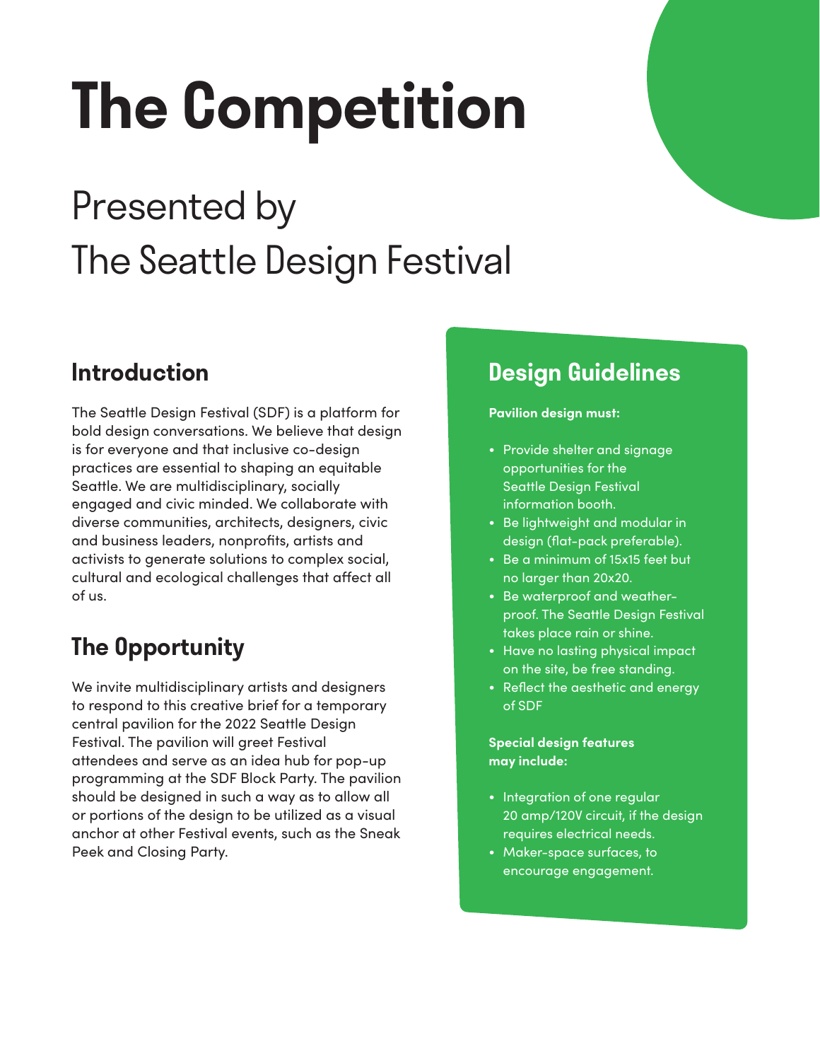# The Competition

## Presented by The Seattle Design Festival

## Introduction

The Seattle Design Festival (SDF) is a platform for bold design conversations. We believe that design is for everyone and that inclusive co-design practices are essential to shaping an equitable Seattle. We are multidisciplinary, socially engaged and civic minded. We collaborate with diverse communities, architects, designers, civic and business leaders, nonprofits, artists and activists to generate solutions to complex social, cultural and ecological challenges that affect all of us.

## The Opportunity

We invite multidisciplinary artists and designers to respond to this creative brief for a temporary central pavilion for the 2022 Seattle Design Festival. The pavilion will greet Festival attendees and serve as an idea hub for pop-up programming at the SDF Block Party. The pavilion should be designed in such a way as to allow all or portions of the design to be utilized as a visual anchor at other Festival events, such as the Sneak Peek and Closing Party.

## Design Guidelines

**Pavilion design must:**

- Provide shelter and signage opportunities for the Seattle Design Festival information booth.
- Be lightweight and modular in design (flat-pack preferable).
- Be a minimum of 15x15 feet but no larger than 20x20.
- Be waterproof and weather-proof. The Seattle Design Festival takes place rain or shine.
- Have no lasting physical impact on the site, be free standing.
- Reflect the aesthetic and energy of SDF

**Special design features may include:**

- Integration of one regular 20 amp/120V circuit, if the design requires electrical needs.
- Maker-space surfaces, to encourage engagement.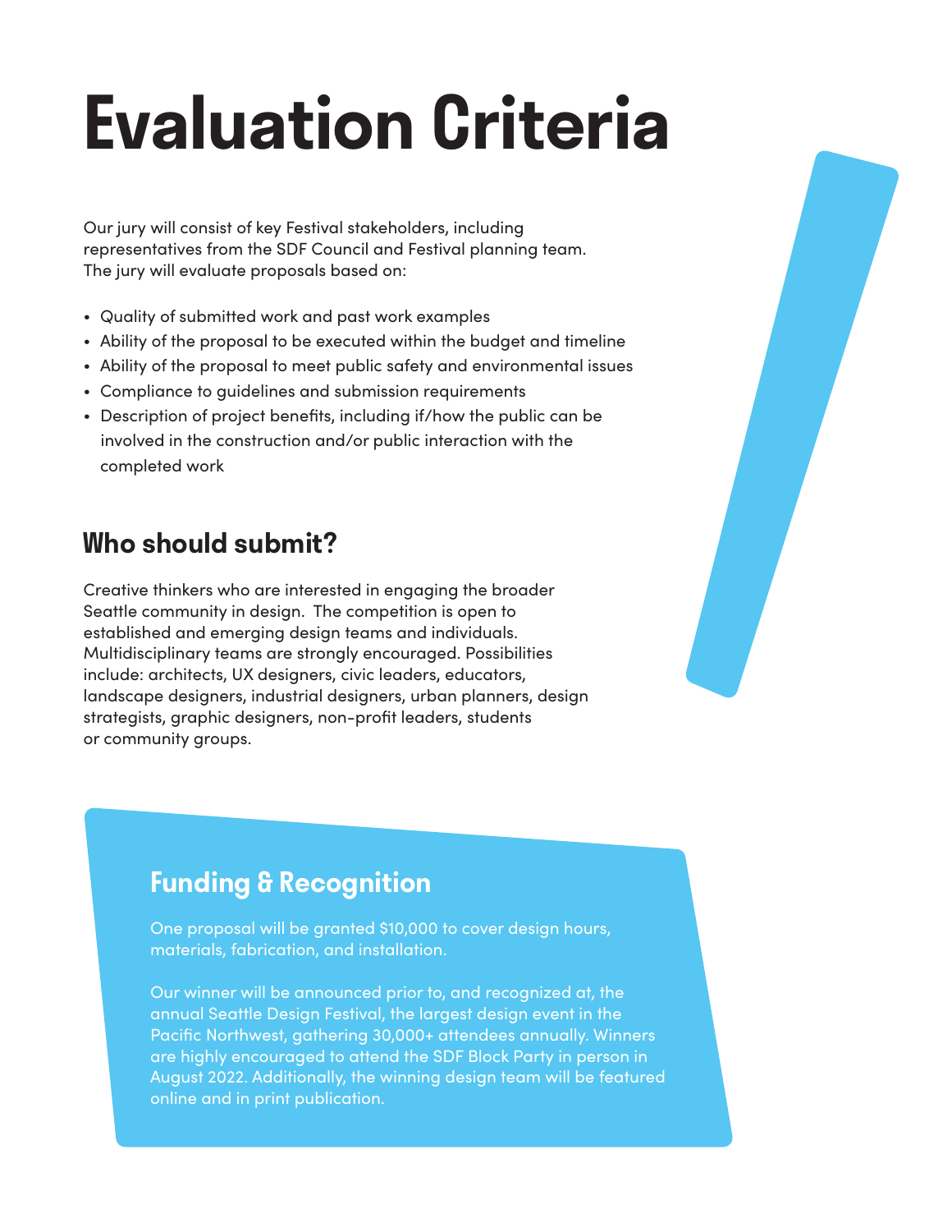# Evaluation Criteria

Our jury will consist of key Festival stakeholders, including representatives from the SDF Council and Festival planning team. The jury will evaluate proposals based on:

- Quality of submitted work and past work examples
- Ability of the proposal to be executed within the budget and timeline
- Ability of the proposal to meet public safety and environmental issues
- Compliance to guidelines and submission requirements
- Description of project benefits, including if/how the public can be involved in the construction and/or public interaction with the completed work

## Who should submit?

Creative thinkers who are interested in engaging the broader Seattle community in design. The competition is open to established and emerging design teams and individuals. Multidisciplinary teams are strongly encouraged. Possibilities include: architects, UX designers, civic leaders, educators, landscape designers, industrial designers, urban planners, design strategists, graphic designers, non-profit leaders, students or community groups.

## Funding & Recognition

One proposal will be granted $10,000 to cover design hours, materials, fabrication, and installation.

Our winner will be announced prior to, and recognized at, the annual Seattle Design Festival, the largest design event in the Pacific Northwest, gathering 30,000+ attendees annually. Winners are highly encouraged to attend the SDF Block Party in person in August 2022. Additionally, the winning design team will be featured online and in print publication.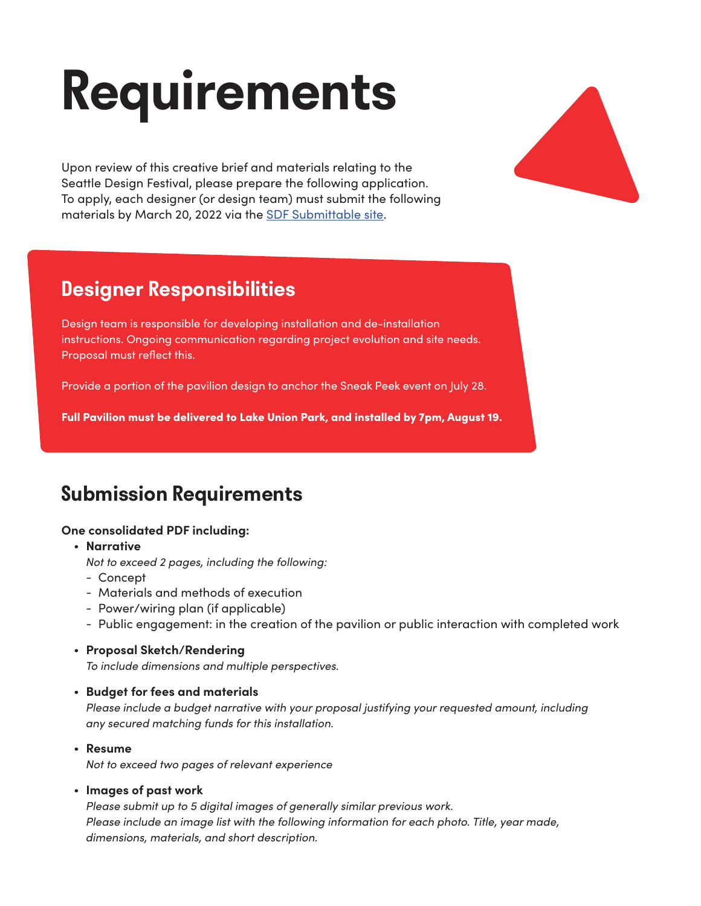# Requirements

Upon review of this creative brief and materials relating to the Seattle Design Festival, please prepare the following application. To apply, each designer (or design team) must submit the following materials by March 20, 2022 via the [SDF Submittable site](#).

## Designer Responsibilities

Design team is responsible for developing installation and de-installation instructions. Ongoing communication regarding project evolution and site needs. Proposal must reflect this.

Provide a portion of the pavilion design to anchor the Sneak Peek event on July 28.

**Full Pavilion must be delivered to Lake Union Park, and installed by 7pm, August 19.**

## Submission Requirements

**One consolidated PDF including:**

- **Narrative**
  *Not to exceed 2 pages, including the following:*
  - Concept
  - Materials and methods of execution
  - Power/wiring plan (if applicable)
  - Public engagement: in the creation of the pavilion or public interaction with completed work

- **Proposal Sketch/Rendering**
  *To include dimensions and multiple perspectives.*

- **Budget for fees and materials**
  *Please include a budget narrative with your proposal justifying your requested amount, including any secured matching funds for this installation.*

- **Resume**
  *Not to exceed two pages of relevant experience*

- **Images of past work**
  *Please submit up to 5 digital images of generally similar previous work.*
  *Please include an image list with the following information for each photo. Title, year made, dimensions, materials, and short description.*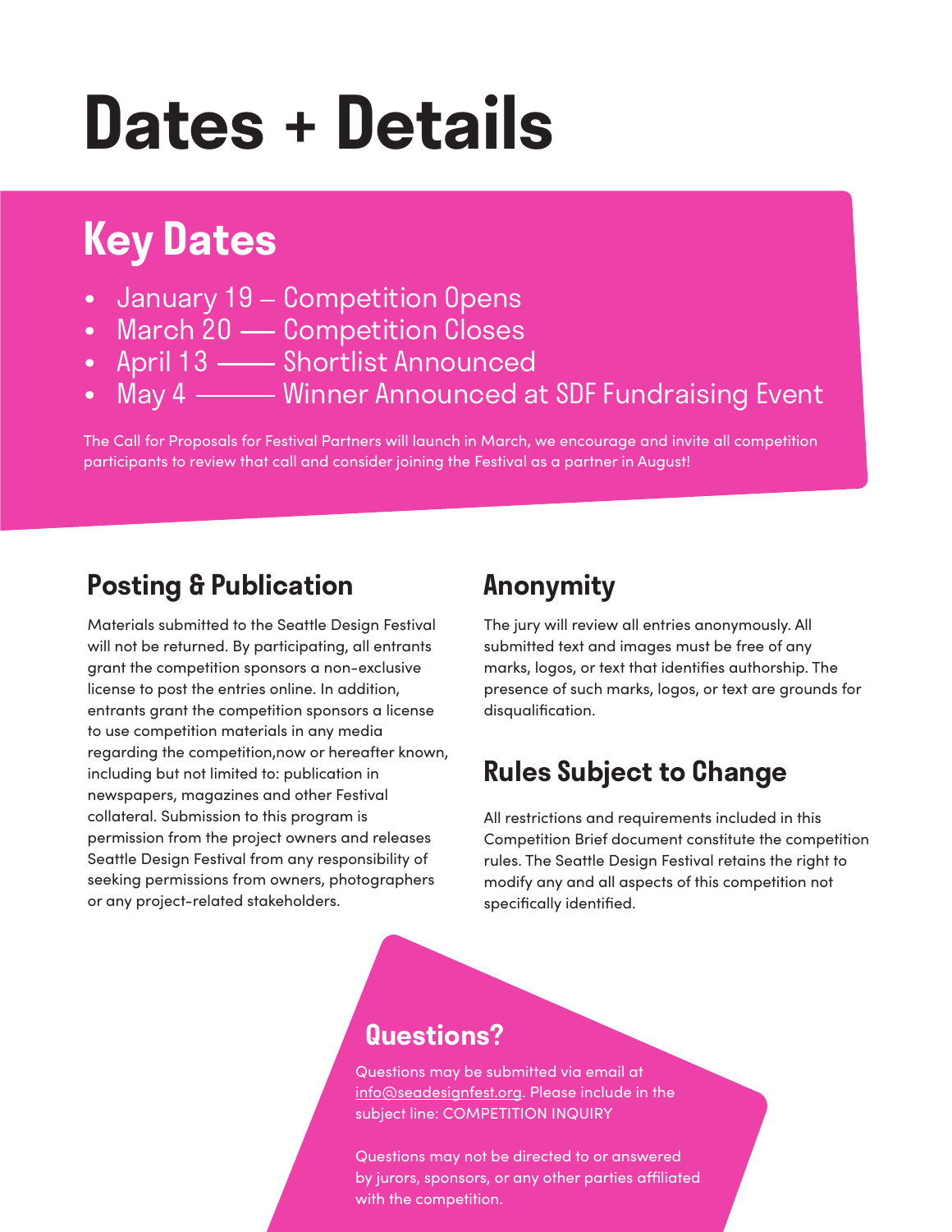# Dates + Details

## Key Dates

- January 19 – Competition Opens
- March 20 — Competition Closes
- April 13 —— Shortlist Announced
- May 4 ——— Winner Announced at SDF Fundraising Event

The Call for Proposals for Festival Partners will launch in March, we encourage and invite all competition participants to review that call and consider joining the Festival as a partner in August!

## Posting & Publication

Materials submitted to the Seattle Design Festival will not be returned. By participating, all entrants grant the competition sponsors a non-exclusive license to post the entries online. In addition, entrants grant the competition sponsors a license to use competition materials in any media regarding the competition,now or hereafter known, including but not limited to: publication in newspapers, magazines and other Festival collateral. Submission to this program is permission from the project owners and releases Seattle Design Festival from any responsibility of seeking permissions from owners, photographers or any project-related stakeholders.

## Anonymity

The jury will review all entries anonymously. All submitted text and images must be free of any marks, logos, or text that identifies authorship. The presence of such marks, logos, or text are grounds for disqualification.

## Rules Subject to Change

All restrictions and requirements included in this Competition Brief document constitute the competition rules. The Seattle Design Festival retains the right to modify any and all aspects of this competition not specifically identified.

## Questions?

Questions may be submitted via email at info@seadesignfest.org. Please include in the subject line: COMPETITION INQUIRY

Questions may not be directed to or answered by jurors, sponsors, or any other parties affiliated with the competition.